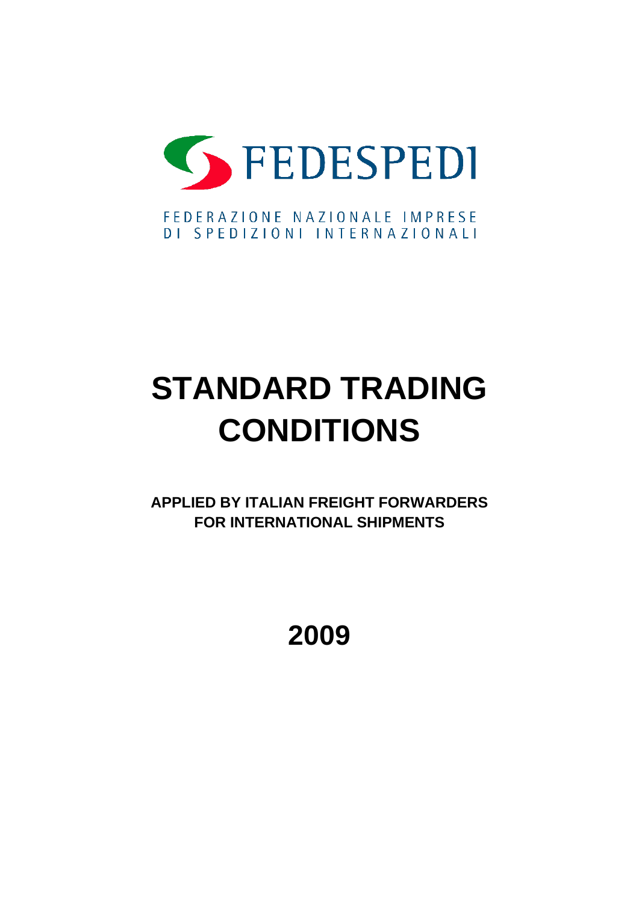FEDESPEDI

FEDERAZIONE NAZIONALE IMPRESE
DI SPEDIZIONI INTERNAZIONALI

# STANDARD TRADING CONDITIONS

**APPLIED BY ITALIAN FREIGHT FORWARDERS FOR INTERNATIONAL SHIPMENTS**

**2009**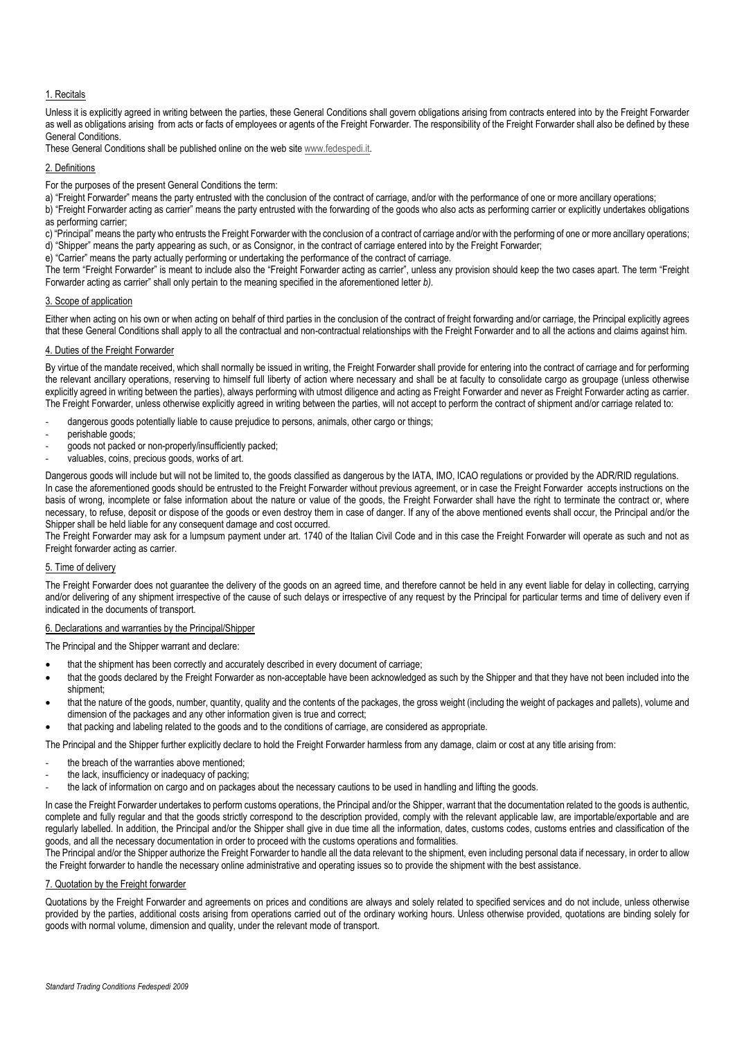## 1. Recitals

Unless it is explicitly agreed in writing between the parties, these General Conditions shall govern obligations arising from contracts entered into by the Freight Forwarder as well as obligations arising from acts or facts of employees or agents of the Freight Forwarder. The responsibility of the Freight Forwarder shall also be defined by these General Conditions.

These General Conditions shall be published online on the web site www.fedespedi.it.

## 2. Definitions

For the purposes of the present General Conditions the term:

a) "Freight Forwarder" means the party entrusted with the conclusion of the contract of carriage, and/or with the performance of one or more ancillary operations;

b) "Freight Forwarder acting as carrier" means the party entrusted with the forwarding of the goods who also acts as performing carrier or explicitly undertakes obligations as performing carrier;

c) "Principal" means the party who entrusts the Freight Forwarder with the conclusion of a contract of carriage and/or with the performing of one or more ancillary operations;

d) "Shipper" means the party appearing as such, or as Consignor, in the contract of carriage entered into by the Freight Forwarder;

e) "Carrier" means the party actually performing or undertaking the performance of the contract of carriage.

The term "Freight Forwarder" is meant to include also the "Freight Forwarder acting as carrier", unless any provision should keep the two cases apart. The term "Freight Forwarder acting as carrier" shall only pertain to the meaning specified in the aforementioned letter *b)*.

## 3. Scope of application

Either when acting on his own or when acting on behalf of third parties in the conclusion of the contract of freight forwarding and/or carriage, the Principal explicitly agrees that these General Conditions shall apply to all the contractual and non-contractual relationships with the Freight Forwarder and to all the actions and claims against him.

## 4. Duties of the Freight Forwarder

By virtue of the mandate received, which shall normally be issued in writing, the Freight Forwarder shall provide for entering into the contract of carriage and for performing the relevant ancillary operations, reserving to himself full liberty of action where necessary and shall be at faculty to consolidate cargo as groupage (unless otherwise explicitly agreed in writing between the parties), always performing with utmost diligence and acting as Freight Forwarder and never as Freight Forwarder acting as carrier. The Freight Forwarder, unless otherwise explicitly agreed in writing between the parties, will not accept to perform the contract of shipment and/or carriage related to:

- dangerous goods potentially liable to cause prejudice to persons, animals, other cargo or things;
- perishable goods;
- goods not packed or non-properly/insufficiently packed;
- valuables, coins, precious goods, works of art.

Dangerous goods will include but will not be limited to, the goods classified as dangerous by the IATA, IMO, ICAO regulations or provided by the ADR/RID regulations.

In case the aforementioned goods should be entrusted to the Freight Forwarder without previous agreement, or in case the Freight Forwarder accepts instructions on the basis of wrong, incomplete or false information about the nature or value of the goods, the Freight Forwarder shall have the right to terminate the contract or, where necessary, to refuse, deposit or dispose of the goods or even destroy them in case of danger. If any of the above mentioned events shall occur, the Principal and/or the Shipper shall be held liable for any consequent damage and cost occurred.

The Freight Forwarder may ask for a lumpsum payment under art. 1740 of the Italian Civil Code and in this case the Freight Forwarder will operate as such and not as Freight forwarder acting as carrier.

## 5. Time of delivery

The Freight Forwarder does not guarantee the delivery of the goods on an agreed time, and therefore cannot be held in any event liable for delay in collecting, carrying and/or delivering of any shipment irrespective of the cause of such delays or irrespective of any request by the Principal for particular terms and time of delivery even if indicated in the documents of transport.

## 6. Declarations and warranties by the Principal/Shipper

The Principal and the Shipper warrant and declare:

- that the shipment has been correctly and accurately described in every document of carriage;
- that the goods declared by the Freight Forwarder as non-acceptable have been acknowledged as such by the Shipper and that they have not been included into the shipment;
- that the nature of the goods, number, quantity, quality and the contents of the packages, the gross weight (including the weight of packages and pallets), volume and dimension of the packages and any other information given is true and correct;
- that packing and labeling related to the goods and to the conditions of carriage, are considered as appropriate.

The Principal and the Shipper further explicitly declare to hold the Freight Forwarder harmless from any damage, claim or cost at any title arising from:

- the breach of the warranties above mentioned;
- the lack, insufficiency or inadequacy of packing;
- the lack of information on cargo and on packages about the necessary cautions to be used in handling and lifting the goods.

In case the Freight Forwarder undertakes to perform customs operations, the Principal and/or the Shipper, warrant that the documentation related to the goods is authentic, complete and fully regular and that the goods strictly correspond to the description provided, comply with the relevant applicable law, are importable/exportable and are regularly labelled. In addition, the Principal and/or the Shipper shall give in due time all the information, dates, customs codes, customs entries and classification of the goods, and all the necessary documentation in order to proceed with the customs operations and formalities.

The Principal and/or the Shipper authorize the Freight Forwarder to handle all the data relevant to the shipment, even including personal data if necessary, in order to allow the Freight forwarder to handle the necessary online administrative and operating issues so to provide the shipment with the best assistance.

## 7. Quotation by the Freight forwarder

Quotations by the Freight Forwarder and agreements on prices and conditions are always and solely related to specified services and do not include, unless otherwise provided by the parties, additional costs arising from operations carried out of the ordinary working hours. Unless otherwise provided, quotations are binding solely for goods with normal volume, dimension and quality, under the relevant mode of transport.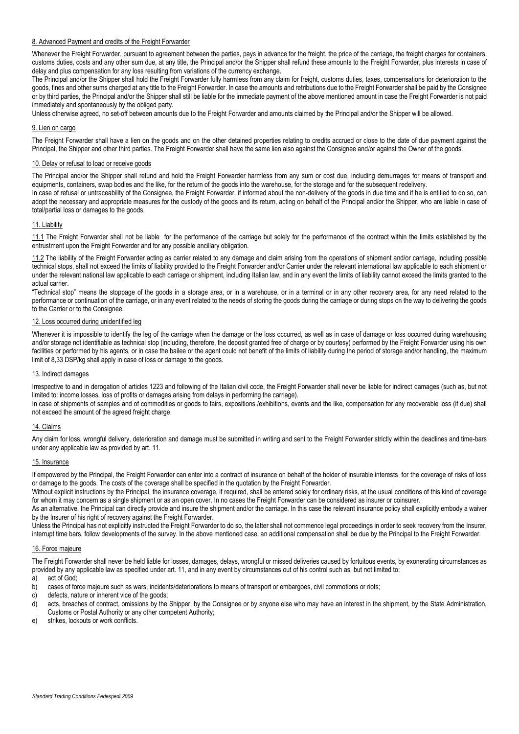8. Advanced Payment and credits of the Freight Forwarder

Whenever the Freight Forwarder, pursuant to agreement between the parties, pays in advance for the freight, the price of the carriage, the freight charges for containers, customs duties, costs and any other sum due, at any title, the Principal and/or the Shipper shall refund these amounts to the Freight Forwarder, plus interests in case of delay and plus compensation for any loss resulting from variations of the currency exchange.

The Principal and/or the Shipper shall hold the Freight Forwarder fully harmless from any claim for freight, customs duties, taxes, compensations for deterioration to the goods, fines and other sums charged at any title to the Freight Forwarder. In case the amounts and retributions due to the Freight Forwarder shall be paid by the Consignee or by third parties, the Principal and/or the Shipper shall still be liable for the immediate payment of the above mentioned amount in case the Freight Forwarder is not paid immediately and spontaneously by the obliged party.

Unless otherwise agreed, no set-off between amounts due to the Freight Forwarder and amounts claimed by the Principal and/or the Shipper will be allowed.

9. Lien on cargo

The Freight Forwarder shall have a lien on the goods and on the other detained properties relating to credits accrued or close to the date of due payment against the Principal, the Shipper and other third parties. The Freight Forwarder shall have the same lien also against the Consignee and/or against the Owner of the goods.

10. Delay or refusal to load or receive goods

The Principal and/or the Shipper shall refund and hold the Freight Forwarder harmless from any sum or cost due, including demurrages for means of transport and equipments, containers, swap bodies and the like, for the return of the goods into the warehouse, for the storage and for the subsequent redelivery.

In case of refusal or untraceability of the Consignee, the Freight Forwarder, if informed about the non-delivery of the goods in due time and if he is entitled to do so, can adopt the necessary and appropriate measures for the custody of the goods and its return, acting on behalf of the Principal and/or the Shipper, who are liable in case of total/partial loss or damages to the goods.

11. Liability

11.1 The Freight Forwarder shall not be liable for the performance of the carriage but solely for the performance of the contract within the limits established by the entrustment upon the Freight Forwarder and for any possible ancillary obligation.

11.2 The liability of the Freight Forwarder acting as carrier related to any damage and claim arising from the operations of shipment and/or carriage, including possible technical stops, shall not exceed the limits of liability provided to the Freight Forwarder and/or Carrier under the relevant international law applicable to each shipment or under the relevant national law applicable to each carriage or shipment, including Italian law, and in any event the limits of liability cannot exceed the limits granted to the actual carrier.

"Technical stop" means the stoppage of the goods in a storage area, or in a warehouse, or in a terminal or in any other recovery area, for any need related to the performance or continuation of the carriage, or in any event related to the needs of storing the goods during the carriage or during stops on the way to delivering the goods to the Carrier or to the Consignee.

12. Loss occurred during unidentified leg

Whenever it is impossible to identify the leg of the carriage when the damage or the loss occurred, as well as in case of damage or loss occurred during warehousing and/or storage not identifiable as technical stop (including, therefore, the deposit granted free of charge or by courtesy) performed by the Freight Forwarder using his own facilities or performed by his agents, or in case the bailee or the agent could not benefit of the limits of liability during the period of storage and/or handling, the maximum limit of 8,33 DSP/kg shall apply in case of loss or damage to the goods.

13. Indirect damages

Irrespective to and in derogation of articles 1223 and following of the Italian civil code, the Freight Forwarder shall never be liable for indirect damages (such as, but not limited to: income losses, loss of profits or damages arising from delays in performing the carriage).

In case of shipments of samples and of commodities or goods to fairs, expositions /exhibitions, events and the like, compensation for any recoverable loss (if due) shall not exceed the amount of the agreed freight charge.

14. Claims

Any claim for loss, wrongful delivery, deterioration and damage must be submitted in writing and sent to the Freight Forwarder strictly within the deadlines and time-bars under any applicable law as provided by art. 11.

15. Insurance

If empowered by the Principal, the Freight Forwarder can enter into a contract of insurance on behalf of the holder of insurable interests for the coverage of risks of loss or damage to the goods. The costs of the coverage shall be specified in the quotation by the Freight Forwarder.

Without explicit instructions by the Principal, the insurance coverage, if required, shall be entered solely for ordinary risks, at the usual conditions of this kind of coverage for whom it may concern as a single shipment or as an open cover. In no cases the Freight Forwarder can be considered as insurer or coinsurer.

As an alternative, the Principal can directly provide and insure the shipment and/or the carriage. In this case the relevant insurance policy shall explicitly embody a waiver by the Insurer of his right of recovery against the Freight Forwarder.

Unless the Principal has not explicitly instructed the Freight Forwarder to do so, the latter shall not commence legal proceedings in order to seek recovery from the Insurer, interrupt time bars, follow developments of the survey. In the above mentioned case, an additional compensation shall be due by the Principal to the Freight Forwarder.

16. Force majeure

The Freight Forwarder shall never be held liable for losses, damages, delays, wrongful or missed deliveries caused by fortuitous events, by exonerating circumstances as provided by any applicable law as specified under art. 11, and in any event by circumstances out of his control such as, but not limited to:

a) act of God;
b) cases of force majeure such as wars, incidents/deteriorations to means of transport or embargoes, civil commotions or riots;
c) defects, nature or inherent vice of the goods;
d) acts, breaches of contract, omissions by the Shipper, by the Consignee or by anyone else who may have an interest in the shipment, by the State Administration, Customs or Postal Authority or any other competent Authority;
e) strikes, lockouts or work conflicts.